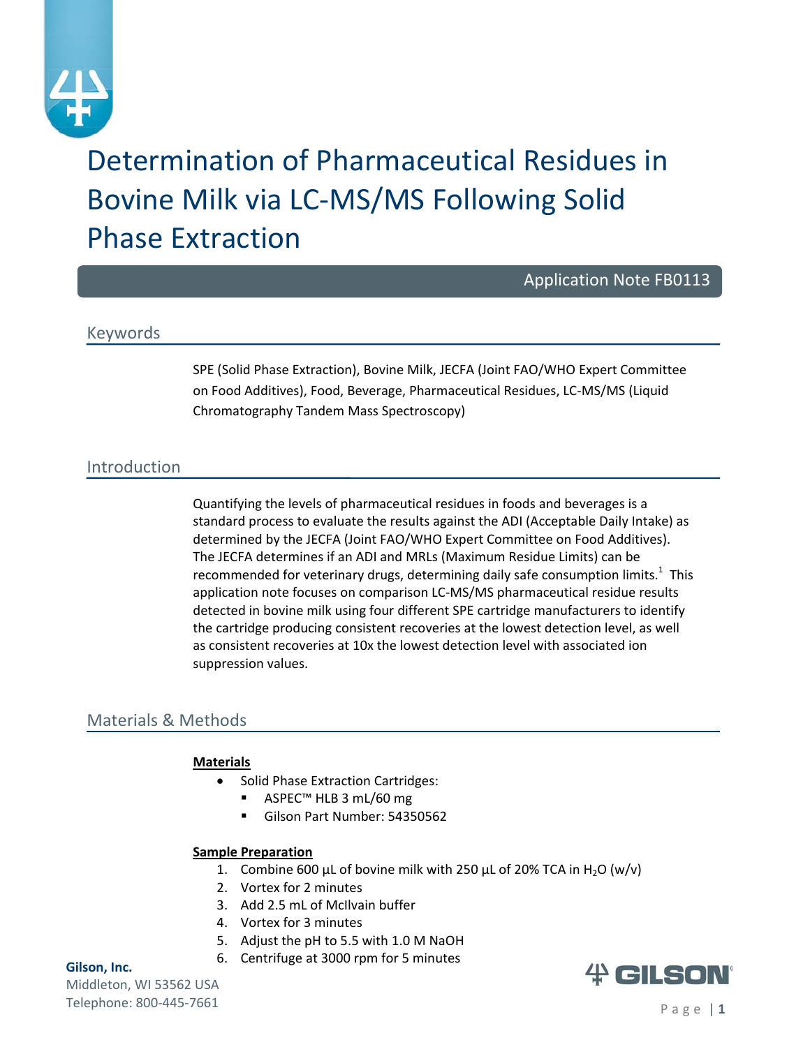# Determination of Pharmaceutical Residues in Bovine Milk via LC-MS/MS Following Solid Phase Extraction

Application Note FB0113

## Keywords

SPE (Solid Phase Extraction), Bovine Milk, JECFA (Joint FAO/WHO Expert Committee on Food Additives), Food, Beverage, Pharmaceutical Residues, LC-MS/MS (Liquid Chromatography Tandem Mass Spectroscopy)

## Introduction

Quantifying the levels of pharmaceutical residues in foods and beverages is a standard process to evaluate the results against the ADI (Acceptable Daily Intake) as determined by the JECFA (Joint FAO/WHO Expert Committee on Food Additives). The JECFA determines if an ADI and MRLs (Maximum Residue Limits) can be recommended for veterinary drugs, determining daily safe consumption limits.[1] This application note focuses on comparison LC-MS/MS pharmaceutical residue results detected in bovine milk using four different SPE cartridge manufacturers to identify the cartridge producing consistent recoveries at the lowest detection level, as well as consistent recoveries at 10x the lowest detection level with associated ion suppression values.

## Materials & Methods

**Materials**

- Solid Phase Extraction Cartridges:
  - ASPEC™ HLB 3 mL/60 mg
  - Gilson Part Number: 54350562

**Sample Preparation**

1. Combine 600 µL of bovine milk with 250 µL of 20% TCA in $H_2O$ (w/v)
2. Vortex for 2 minutes
3. Add 2.5 mL of McIlvain buffer
4. Vortex for 3 minutes
5. Adjust the pH to 5.5 with 1.0 M NaOH
6. Centrifuge at 3000 rpm for 5 minutes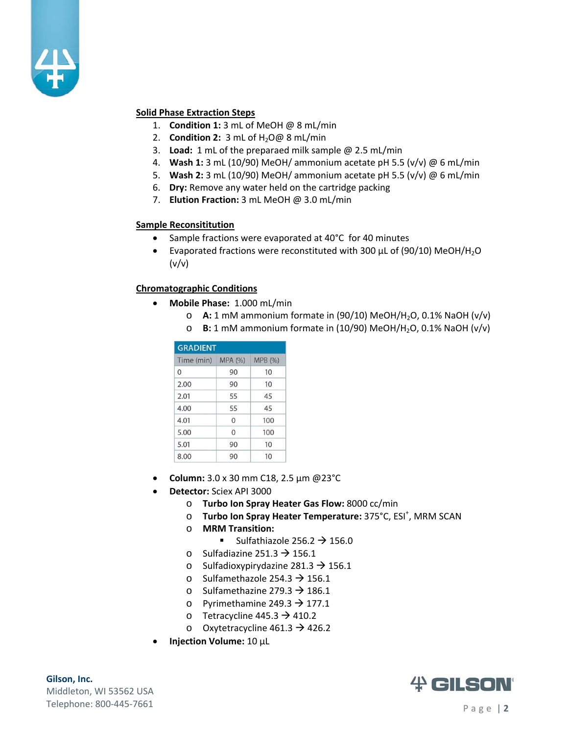## Solid Phase Extraction Steps

1. **Condition 1:** 3 mL of MeOH @ 8 mL/min
2. **Condition 2:** 3 mL of $H_2O$@ 8 mL/min
3. **Load:** 1 mL of the preparaed milk sample @ 2.5 mL/min
4. **Wash 1:** 3 mL (10/90) MeOH/ ammonium acetate pH 5.5 (v/v) @ 6 mL/min
5. **Wash 2:** 3 mL (10/90) MeOH/ ammonium acetate pH 5.5 (v/v) @ 6 mL/min
6. **Dry:** Remove any water held on the cartridge packing
7. **Elution Fraction:** 3 mL MeOH @ 3.0 mL/min

## Sample Reconsititution

- Sample fractions were evaporated at 40°C for 40 minutes
- Evaporated fractions were reconstituted with 300 µL of (90/10) MeOH/$H_2O$ (v/v)

## Chromatographic Conditions

- **Mobile Phase:** 1.000 mL/min
  - **A:** 1 mM ammonium formate in (90/10) MeOH/$H_2O$, 0.1% NaOH (v/v)
  - **B:** 1 mM ammonium formate in (10/90) MeOH/$H_2O$, 0.1% NaOH (v/v)

| GRADIENT | | |
|---|---|---|
| Time (min) | MPA (%) | MPB (%) |
| 0 | 90 | 10 |
| 2.00 | 90 | 10 |
| 2.01 | 55 | 45 |
| 4.00 | 55 | 45 |
| 4.01 | 0 | 100 |
| 5.00 | 0 | 100 |
| 5.01 | 90 | 10 |
| 8.00 | 90 | 10 |

- **Column:** 3.0 x 30 mm C18, 2.5 µm @23°C
- **Detector:** Sciex API 3000
  - **Turbo Ion Spray Heater Gas Flow:** 8000 cc/min
  - **Turbo Ion Spray Heater Temperature:** 375°C, $ESI^+$, MRM SCAN
  - **MRM Transition:**
    - Sulfathiazole 256.2 → 156.0
  - Sulfadiazine 251.3 → 156.1
  - Sulfadioxypirydazine 281.3 → 156.1
  - Sulfamethazole 254.3 → 156.1
  - Sulfamethazine 279.3 → 186.1
  - Pyrimethamine 249.3 → 177.1
  - Tetracycline 445.3 → 410.2
  - Oxytetracycline 461.3 → 426.2
- **Injection Volume:** 10 µL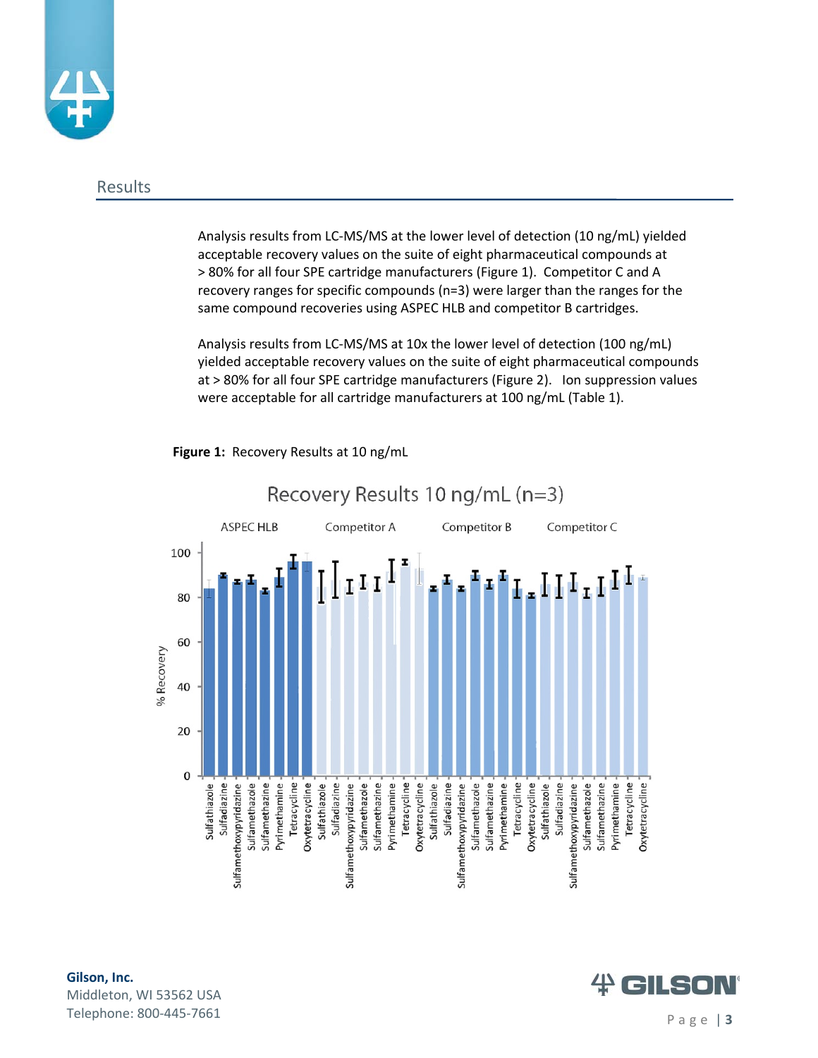## Results

Analysis results from LC-MS/MS at the lower level of detection (10 ng/mL) yielded acceptable recovery values on the suite of eight pharmaceutical compounds at > 80% for all four SPE cartridge manufacturers (Figure 1). Competitor C and A recovery ranges for specific compounds (n=3) were larger than the ranges for the same compound recoveries using ASPEC HLB and competitor B cartridges.

Analysis results from LC-MS/MS at 10x the lower level of detection (100 ng/mL) yielded acceptable recovery values on the suite of eight pharmaceutical compounds at > 80% for all four SPE cartridge manufacturers (Figure 2). Ion suppression values were acceptable for all cartridge manufacturers at 100 ng/mL (Table 1).

**Figure 1:** Recovery Results at 10 ng/mL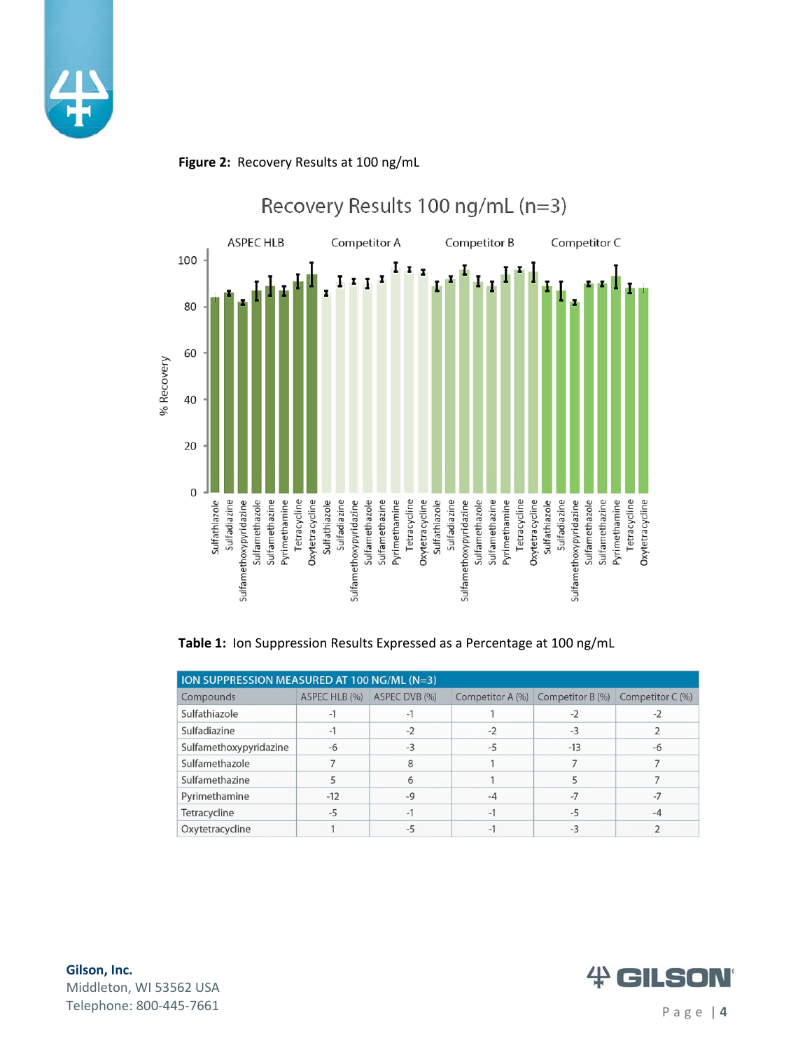**Figure 2:** Recovery Results at 100 ng/mL

**Table 1:** Ion Suppression Results Expressed as a Percentage at 100 ng/mL

| ION SUPPRESSION MEASURED AT 100 NG/ML (N=3) | | | | | |
|---|---|---|---|---|---|
| Compounds | ASPEC HLB (%) | ASPEC DVB (%) | Competitor A (%) | Competitor B (%) | Competitor C (%) |
| Sulfathiazole | -1 | -1 | 1 | -2 | -2 |
| Sulfadiazine | -1 | -2 | -2 | -3 | 2 |
| Sulfamethoxypyridazine | -6 | -3 | -5 | -13 | -6 |
| Sulfamethazole | 7 | 8 | 1 | 7 | 7 |
| Sulfamethazine | 5 | 6 | 1 | 5 | 7 |
| Pyrimethamine | -12 | -9 | -4 | -7 | -7 |
| Tetracycline | -5 | -1 | -1 | -5 | -4 |
| Oxytetracycline | 1 | -5 | -1 | -3 | 2 |

**Gilson, Inc.**
Middleton, WI 53562 USA
Telephone: 800-445-7661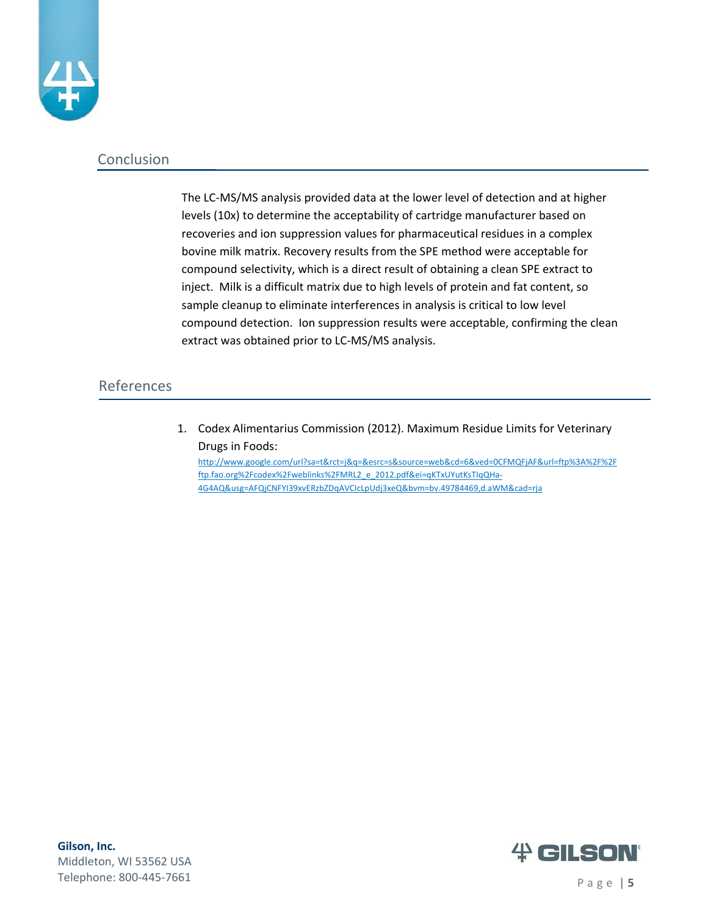## Conclusion

The LC-MS/MS analysis provided data at the lower level of detection and at higher levels (10x) to determine the acceptability of cartridge manufacturer based on recoveries and ion suppression values for pharmaceutical residues in a complex bovine milk matrix. Recovery results from the SPE method were acceptable for compound selectivity, which is a direct result of obtaining a clean SPE extract to inject. Milk is a difficult matrix due to high levels of protein and fat content, so sample cleanup to eliminate interferences in analysis is critical to low level compound detection. Ion suppression results were acceptable, confirming the clean extract was obtained prior to LC-MS/MS analysis.

## References

1. Codex Alimentarius Commission (2012). Maximum Residue Limits for Veterinary Drugs in Foods: http://www.google.com/url?sa=t&rct=j&q=&esrc=s&source=web&cd=6&ved=0CFMQFjAF&url=ftp%3A%2F%2Fftp.fao.org%2Fcodex%2Fweblinks%2FMRL2_e_2012.pdf&ei=qKTxUYutKsTIqQHa-4G4AQ&usg=AFQjCNFYI39xvERzbZDqAVCIcLpUdj3xeQ&bvm=bv.49784469,d.aWM&cad=rja

**Gilson, Inc.**
Middleton, WI 53562 USA
Telephone: 800-445-7661